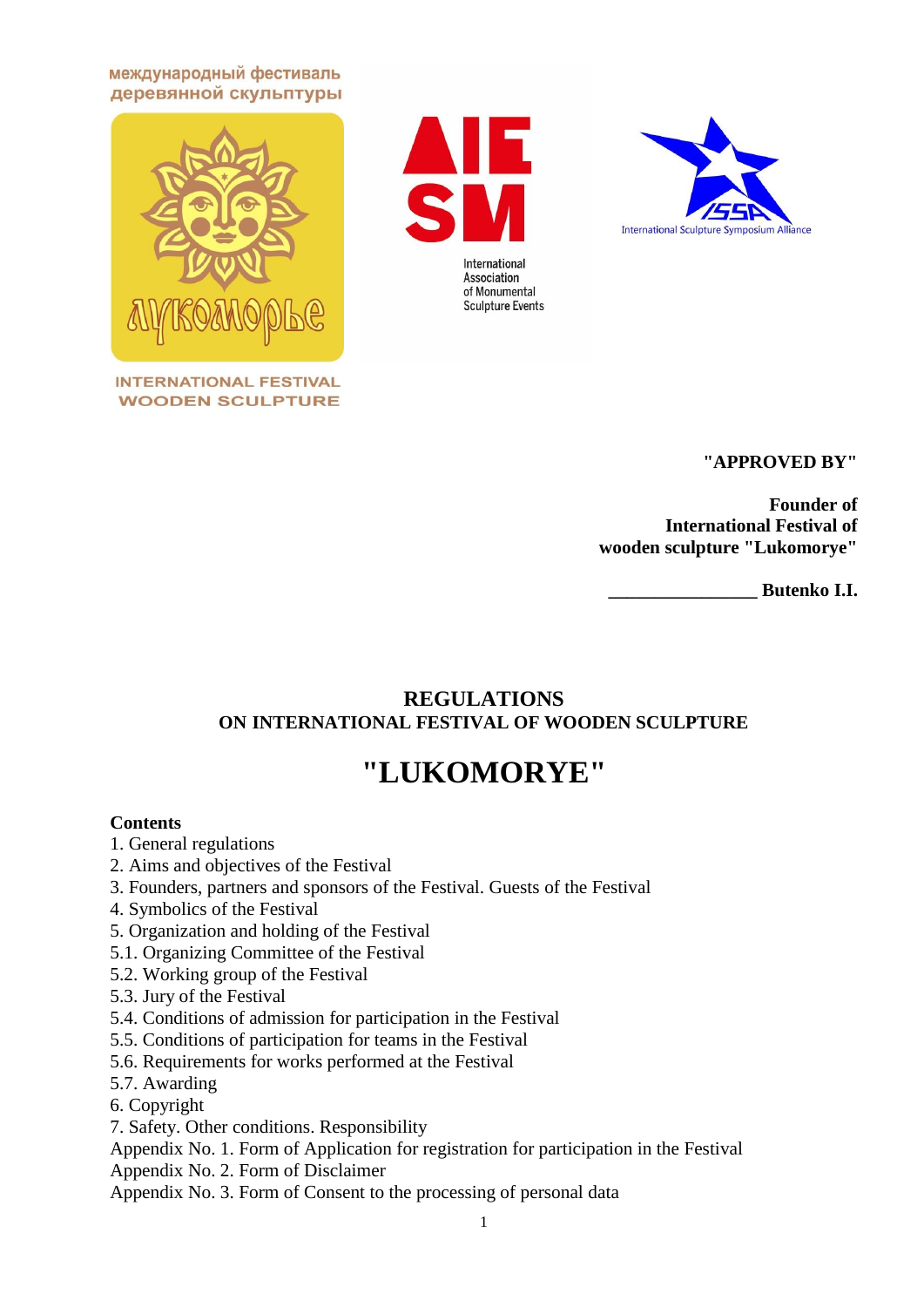международный фестиваль деревянной скульптуры

INTERNATIONAL FESTIVAL WOODEN SCULPTURE

International Association of Monumental Sculpture Events

International Sculpture Symposium Alliance

**"APPROVED BY"**

**Founder of**
**International Festival of**
**wooden sculpture "Lukomorye"**

**________________ Butenko I.I.**

# REGULATIONS
## ON INTERNATIONAL FESTIVAL OF WOODEN SCULPTURE

# "LUKOMORYE"

**Contents**

1. General regulations
2. Aims and objectives of the Festival
3. Founders, partners and sponsors of the Festival. Guests of the Festival
4. Symbolics of the Festival
5. Organization and holding of the Festival
5.1. Organizing Committee of the Festival
5.2. Working group of the Festival
5.3. Jury of the Festival
5.4. Conditions of admission for participation in the Festival
5.5. Conditions of participation for teams in the Festival
5.6. Requirements for works performed at the Festival
5.7. Awarding
6. Copyright
7. Safety. Other conditions. Responsibility

Appendix No. 1. Form of Application for registration for participation in the Festival
Appendix No. 2. Form of Disclaimer
Appendix No. 3. Form of Consent to the processing of personal data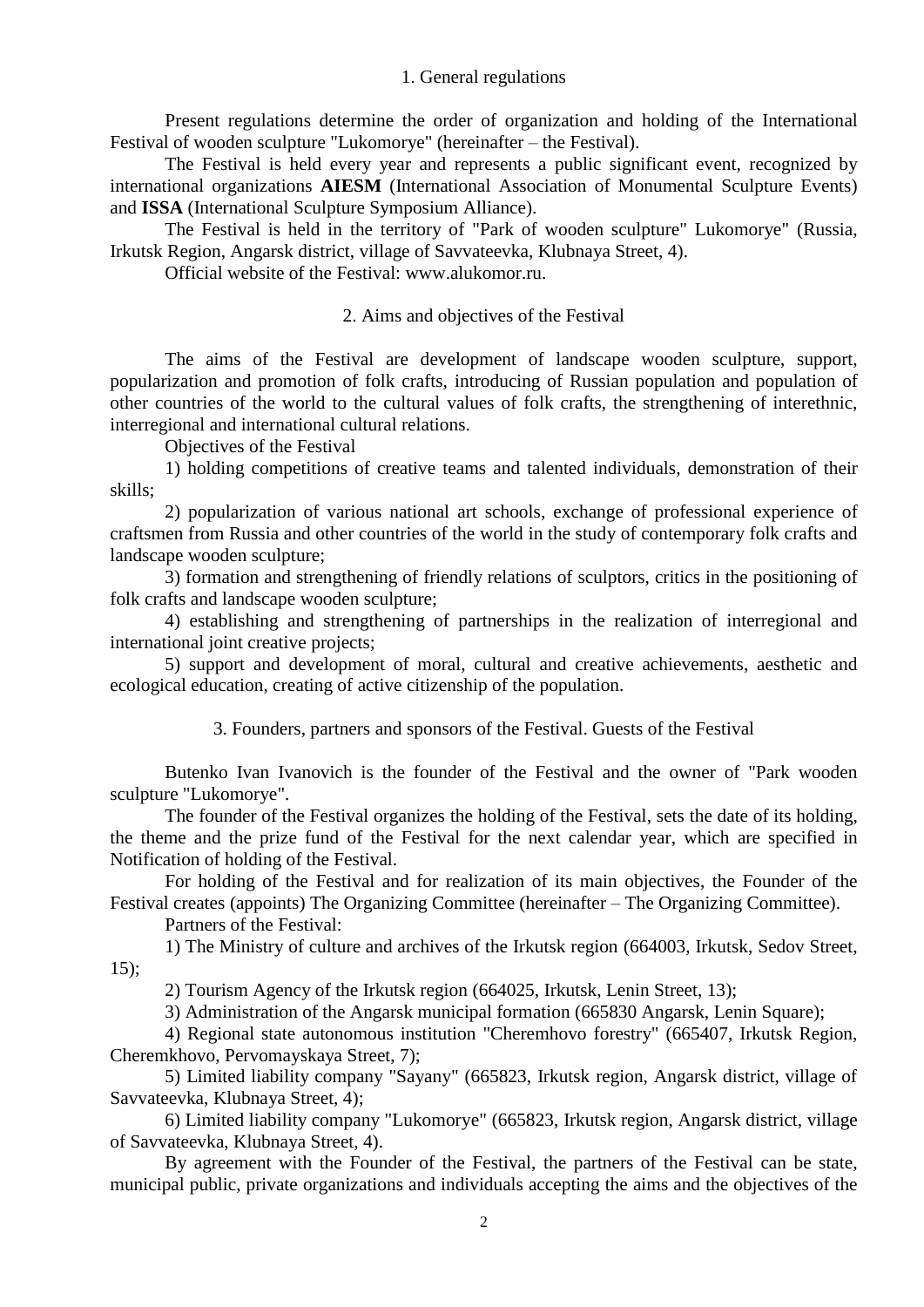## 1. General regulations

Present regulations determine the order of organization and holding of the International Festival of wooden sculpture "Lukomorye" (hereinafter – the Festival).

The Festival is held every year and represents a public significant event, recognized by international organizations **AIESM** (International Association of Monumental Sculpture Events) and **ISSA** (International Sculpture Symposium Alliance).

The Festival is held in the territory of "Park of wooden sculpture" Lukomorye" (Russia, Irkutsk Region, Angarsk district, village of Savvateevka, Klubnaya Street, 4).

Official website of the Festival: www.alukomor.ru.

## 2. Aims and objectives of the Festival

The aims of the Festival are development of landscape wooden sculpture, support, popularization and promotion of folk crafts, introducing of Russian population and population of other countries of the world to the cultural values of folk crafts, the strengthening of interethnic, interregional and international cultural relations.

Objectives of the Festival

1) holding competitions of creative teams and talented individuals, demonstration of their skills;

2) popularization of various national art schools, exchange of professional experience of craftsmen from Russia and other countries of the world in the study of contemporary folk crafts and landscape wooden sculpture;

3) formation and strengthening of friendly relations of sculptors, critics in the positioning of folk crafts and landscape wooden sculpture;

4) establishing and strengthening of partnerships in the realization of interregional and international joint creative projects;

5) support and development of moral, cultural and creative achievements, aesthetic and ecological education, creating of active citizenship of the population.

## 3. Founders, partners and sponsors of the Festival. Guests of the Festival

Butenko Ivan Ivanovich is the founder of the Festival and the owner of "Park wooden sculpture "Lukomorye".

The founder of the Festival organizes the holding of the Festival, sets the date of its holding, the theme and the prize fund of the Festival for the next calendar year, which are specified in Notification of holding of the Festival.

For holding of the Festival and for realization of its main objectives, the Founder of the Festival creates (appoints) The Organizing Committee (hereinafter – The Organizing Committee).

Partners of the Festival:

1) The Ministry of culture and archives of the Irkutsk region (664003, Irkutsk, Sedov Street, 15);

2) Tourism Agency of the Irkutsk region (664025, Irkutsk, Lenin Street, 13);

3) Administration of the Angarsk municipal formation (665830 Angarsk, Lenin Square);

4) Regional state autonomous institution "Cheremhovo forestry" (665407, Irkutsk Region, Cheremkhovo, Pervomayskaya Street, 7);

5) Limited liability company "Sayany" (665823, Irkutsk region, Angarsk district, village of Savvateevka, Klubnaya Street, 4);

6) Limited liability company "Lukomorye" (665823, Irkutsk region, Angarsk district, village of Savvateevka, Klubnaya Street, 4).

By agreement with the Founder of the Festival, the partners of the Festival can be state, municipal public, private organizations and individuals accepting the aims and the objectives of the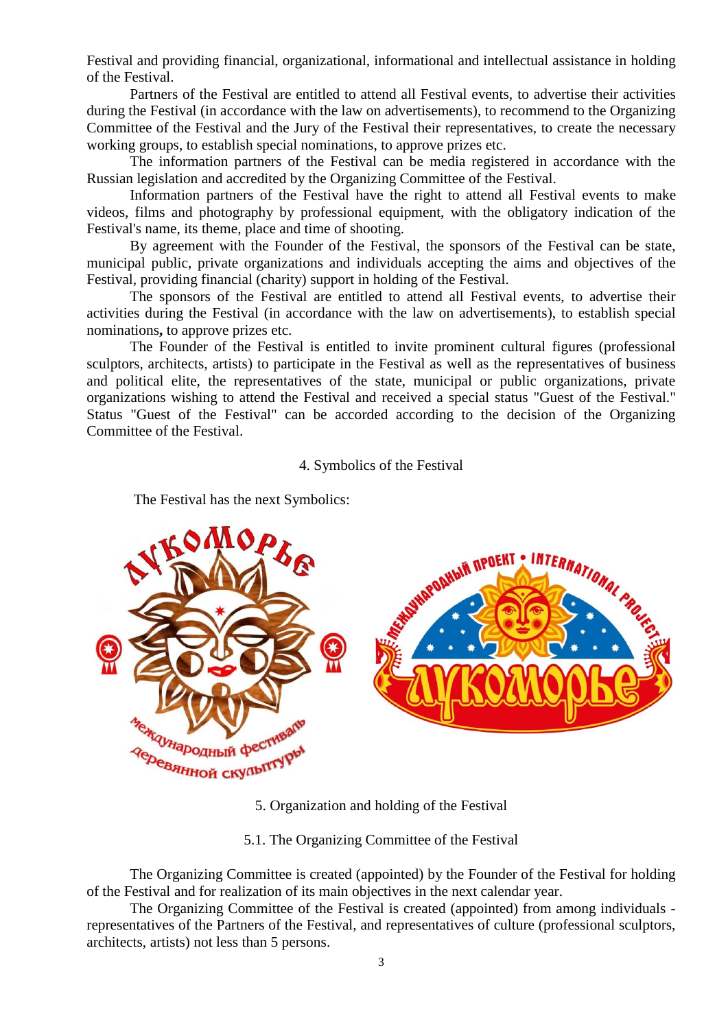Festival and providing financial, organizational, informational and intellectual assistance in holding of the Festival.

Partners of the Festival are entitled to attend all Festival events, to advertise their activities during the Festival (in accordance with the law on advertisements), to recommend to the Organizing Committee of the Festival and the Jury of the Festival their representatives, to create the necessary working groups, to establish special nominations, to approve prizes etc.

The information partners of the Festival can be media registered in accordance with the Russian legislation and accredited by the Organizing Committee of the Festival.

Information partners of the Festival have the right to attend all Festival events to make videos, films and photography by professional equipment, with the obligatory indication of the Festival's name, its theme, place and time of shooting.

By agreement with the Founder of the Festival, the sponsors of the Festival can be state, municipal public, private organizations and individuals accepting the aims and objectives of the Festival, providing financial (charity) support in holding of the Festival.

The sponsors of the Festival are entitled to attend all Festival events, to advertise their activities during the Festival (in accordance with the law on advertisements), to establish special nominations**,** to approve prizes etc.

The Founder of the Festival is entitled to invite prominent cultural figures (professional sculptors, architects, artists) to participate in the Festival as well as the representatives of business and political elite, the representatives of the state, municipal or public organizations, private organizations wishing to attend the Festival and received a special status "Guest of the Festival." Status "Guest of the Festival" can be accorded according to the decision of the Organizing Committee of the Festival.

## 4. Symbolics of the Festival

The Festival has the next Symbolics:

## 5. Organization and holding of the Festival

### 5.1. The Organizing Committee of the Festival

The Organizing Committee is created (appointed) by the Founder of the Festival for holding of the Festival and for realization of its main objectives in the next calendar year.

The Organizing Committee of the Festival is created (appointed) from among individuals - representatives of the Partners of the Festival, and representatives of culture (professional sculptors, architects, artists) not less than 5 persons.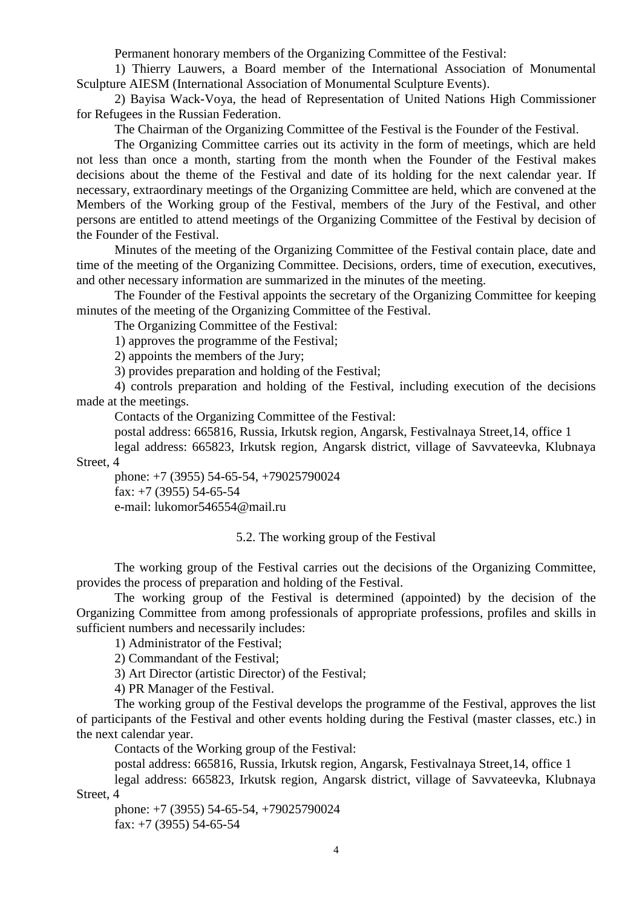Permanent honorary members of the Organizing Committee of the Festival:

1) Thierry Lauwers, a Board member of the International Association of Monumental Sculpture AIESM (International Association of Monumental Sculpture Events).

2) Bayisa Wack-Voya, the head of Representation of United Nations High Commissioner for Refugees in the Russian Federation.

The Chairman of the Organizing Committee of the Festival is the Founder of the Festival.

The Organizing Committee carries out its activity in the form of meetings, which are held not less than once a month, starting from the month when the Founder of the Festival makes decisions about the theme of the Festival and date of its holding for the next calendar year. If necessary, extraordinary meetings of the Organizing Committee are held, which are convened at the Members of the Working group of the Festival, members of the Jury of the Festival, and other persons are entitled to attend meetings of the Organizing Committee of the Festival by decision of the Founder of the Festival.

Minutes of the meeting of the Organizing Committee of the Festival contain place, date and time of the meeting of the Organizing Committee. Decisions, orders, time of execution, executives, and other necessary information are summarized in the minutes of the meeting.

The Founder of the Festival appoints the secretary of the Organizing Committee for keeping minutes of the meeting of the Organizing Committee of the Festival.

The Organizing Committee of the Festival:

1) approves the programme of the Festival;

2) appoints the members of the Jury;

3) provides preparation and holding of the Festival;

4) controls preparation and holding of the Festival, including execution of the decisions made at the meetings.

Contacts of the Organizing Committee of the Festival:

postal address: 665816, Russia, Irkutsk region, Angarsk, Festivalnaya Street,14, office 1

legal address: 665823, Irkutsk region, Angarsk district, village of Savvateevka, Klubnaya Street, 4

phone: +7 (3955) 54-65-54, +79025790024

fax: +7 (3955) 54-65-54

e-mail: lukomor546554@mail.ru

### 5.2. The working group of the Festival

The working group of the Festival carries out the decisions of the Organizing Committee, provides the process of preparation and holding of the Festival.

The working group of the Festival is determined (appointed) by the decision of the Organizing Committee from among professionals of appropriate professions, profiles and skills in sufficient numbers and necessarily includes:

1) Administrator of the Festival;

2) Commandant of the Festival;

3) Art Director (artistic Director) of the Festival;

4) PR Manager of the Festival.

The working group of the Festival develops the programme of the Festival, approves the list of participants of the Festival and other events holding during the Festival (master classes, etc.) in the next calendar year.

Contacts of the Working group of the Festival:

postal address: 665816, Russia, Irkutsk region, Angarsk, Festivalnaya Street,14, office 1

legal address: 665823, Irkutsk region, Angarsk district, village of Savvateevka, Klubnaya Street, 4

phone: +7 (3955) 54-65-54, +79025790024

fax: +7 (3955) 54-65-54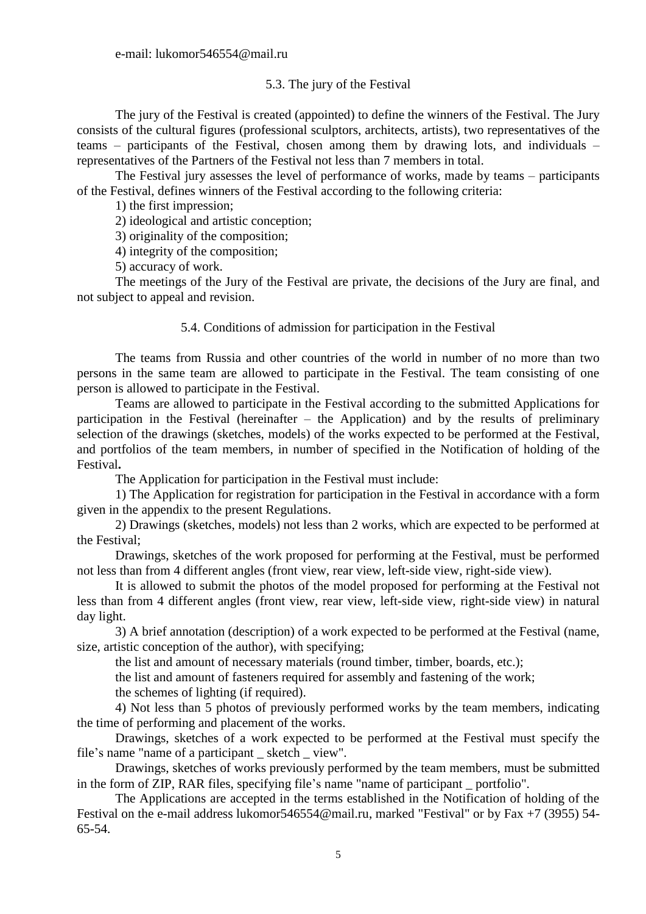e-mail: lukomor546554@mail.ru

### 5.3. The jury of the Festival

The jury of the Festival is created (appointed) to define the winners of the Festival. The Jury consists of the cultural figures (professional sculptors, architects, artists), two representatives of the teams – participants of the Festival, chosen among them by drawing lots, and individuals – representatives of the Partners of the Festival not less than 7 members in total.

The Festival jury assesses the level of performance of works, made by teams – participants of the Festival, defines winners of the Festival according to the following criteria:

1) the first impression;

2) ideological and artistic conception;

3) originality of the composition;

4) integrity of the composition;

5) accuracy of work.

The meetings of the Jury of the Festival are private, the decisions of the Jury are final, and not subject to appeal and revision.

### 5.4. Conditions of admission for participation in the Festival

The teams from Russia and other countries of the world in number of no more than two persons in the same team are allowed to participate in the Festival. The team consisting of one person is allowed to participate in the Festival.

Teams are allowed to participate in the Festival according to the submitted Applications for participation in the Festival (hereinafter – the Application) and by the results of preliminary selection of the drawings (sketches, models) of the works expected to be performed at the Festival, and portfolios of the team members, in number of specified in the Notification of holding of the Festival**.**

The Application for participation in the Festival must include:

1) The Application for registration for participation in the Festival in accordance with a form given in the appendix to the present Regulations.

2) Drawings (sketches, models) not less than 2 works, which are expected to be performed at the Festival;

Drawings, sketches of the work proposed for performing at the Festival, must be performed not less than from 4 different angles (front view, rear view, left-side view, right-side view).

It is allowed to submit the photos of the model proposed for performing at the Festival not less than from 4 different angles (front view, rear view, left-side view, right-side view) in natural day light.

3) A brief annotation (description) of a work expected to be performed at the Festival (name, size, artistic conception of the author), with specifying;

the list and amount of necessary materials (round timber, timber, boards, etc.);

the list and amount of fasteners required for assembly and fastening of the work;

the schemes of lighting (if required).

4) Not less than 5 photos of previously performed works by the team members, indicating the time of performing and placement of the works.

Drawings, sketches of a work expected to be performed at the Festival must specify the file's name "name of a participant _ sketch _ view".

Drawings, sketches of works previously performed by the team members, must be submitted in the form of ZIP, RAR files, specifying file's name "name of participant _ portfolio".

The Applications are accepted in the terms established in the Notification of holding of the Festival on the e-mail address lukomor546554@mail.ru, marked "Festival" or by Fax +7 (3955) 54-65-54.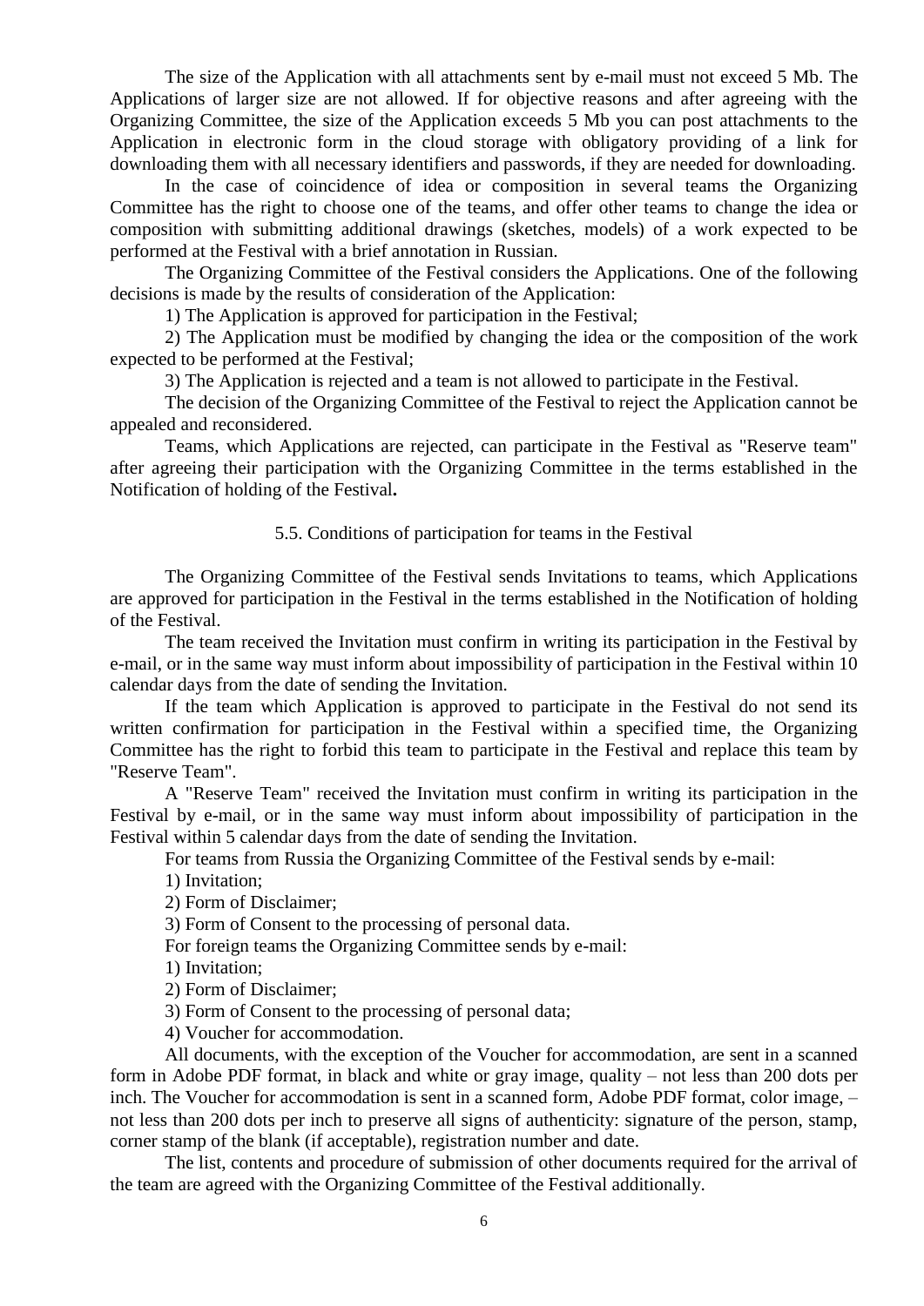The size of the Application with all attachments sent by e-mail must not exceed 5 Mb. The Applications of larger size are not allowed. If for objective reasons and after agreeing with the Organizing Committee, the size of the Application exceeds 5 Mb you can post attachments to the Application in electronic form in the cloud storage with obligatory providing of a link for downloading them with all necessary identifiers and passwords, if they are needed for downloading.

In the case of coincidence of idea or composition in several teams the Organizing Committee has the right to choose one of the teams, and offer other teams to change the idea or composition with submitting additional drawings (sketches, models) of a work expected to be performed at the Festival with a brief annotation in Russian.

The Organizing Committee of the Festival considers the Applications. One of the following decisions is made by the results of consideration of the Application:

1) The Application is approved for participation in the Festival;

2) The Application must be modified by changing the idea or the composition of the work expected to be performed at the Festival;

3) The Application is rejected and a team is not allowed to participate in the Festival.

The decision of the Organizing Committee of the Festival to reject the Application cannot be appealed and reconsidered.

Teams, which Applications are rejected, can participate in the Festival as "Reserve team" after agreeing their participation with the Organizing Committee in the terms established in the Notification of holding of the Festival**.**

## 5.5. Conditions of participation for teams in the Festival

The Organizing Committee of the Festival sends Invitations to teams, which Applications are approved for participation in the Festival in the terms established in the Notification of holding of the Festival.

The team received the Invitation must confirm in writing its participation in the Festival by e-mail, or in the same way must inform about impossibility of participation in the Festival within 10 calendar days from the date of sending the Invitation.

If the team which Application is approved to participate in the Festival do not send its written confirmation for participation in the Festival within a specified time, the Organizing Committee has the right to forbid this team to participate in the Festival and replace this team by "Reserve Team".

A "Reserve Team" received the Invitation must confirm in writing its participation in the Festival by e-mail, or in the same way must inform about impossibility of participation in the Festival within 5 calendar days from the date of sending the Invitation.

For teams from Russia the Organizing Committee of the Festival sends by e-mail:

1) Invitation;

2) Form of Disclaimer;

3) Form of Consent to the processing of personal data.

For foreign teams the Organizing Committee sends by e-mail:

1) Invitation;

2) Form of Disclaimer;

3) Form of Consent to the processing of personal data;

4) Voucher for accommodation.

All documents, with the exception of the Voucher for accommodation, are sent in a scanned form in Adobe PDF format, in black and white or gray image, quality – not less than 200 dots per inch. The Voucher for accommodation is sent in a scanned form, Adobe PDF format, color image, – not less than 200 dots per inch to preserve all signs of authenticity: signature of the person, stamp, corner stamp of the blank (if acceptable), registration number and date.

The list, contents and procedure of submission of other documents required for the arrival of the team are agreed with the Organizing Committee of the Festival additionally.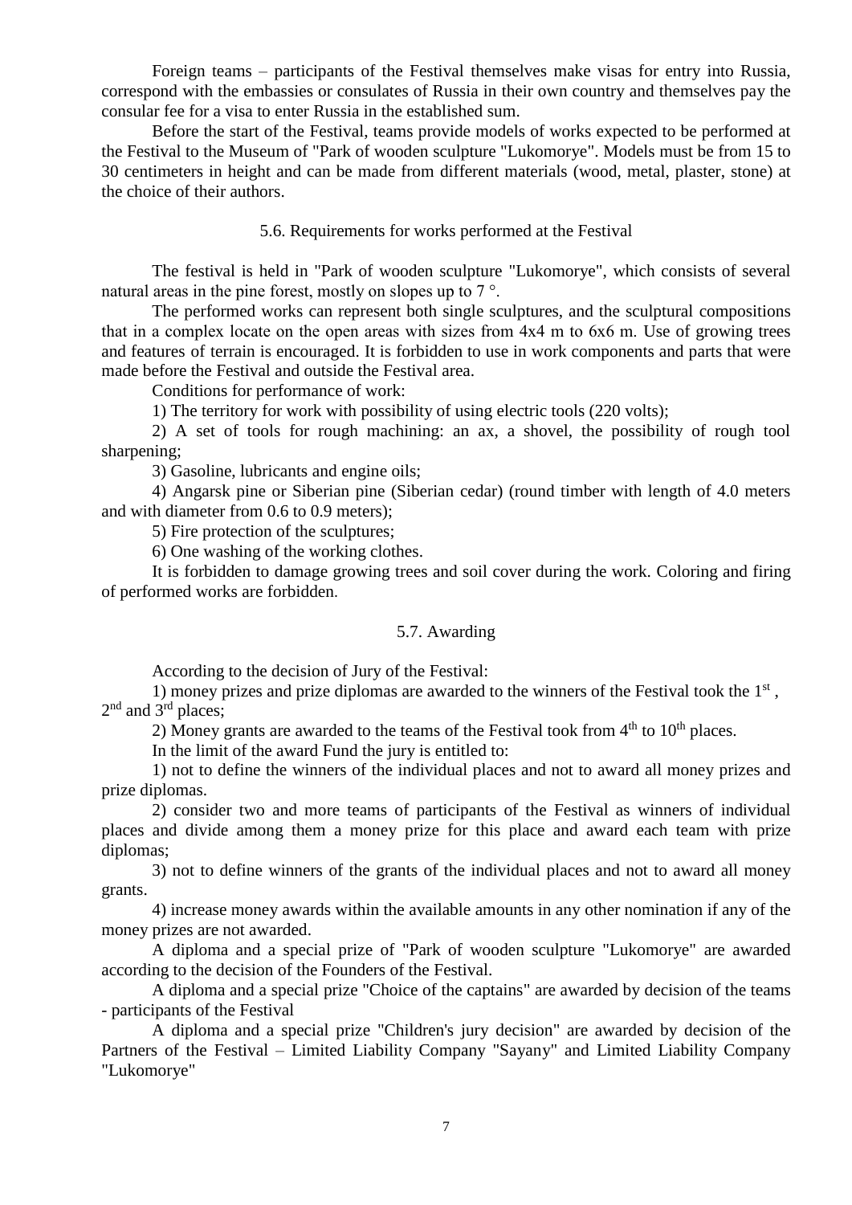Foreign teams – participants of the Festival themselves make visas for entry into Russia, correspond with the embassies or consulates of Russia in their own country and themselves pay the consular fee for a visa to enter Russia in the established sum.

Before the start of the Festival, teams provide models of works expected to be performed at the Festival to the Museum of "Park of wooden sculpture "Lukomorye". Models must be from 15 to 30 centimeters in height and can be made from different materials (wood, metal, plaster, stone) at the choice of their authors.

### 5.6. Requirements for works performed at the Festival

The festival is held in "Park of wooden sculpture "Lukomorye", which consists of several natural areas in the pine forest, mostly on slopes up to 7 °.

The performed works can represent both single sculptures, and the sculptural compositions that in a complex locate on the open areas with sizes from 4x4 m to 6x6 m. Use of growing trees and features of terrain is encouraged. It is forbidden to use in work components and parts that were made before the Festival and outside the Festival area.

Conditions for performance of work:

1) The territory for work with possibility of using electric tools (220 volts);

2) A set of tools for rough machining: an ax, a shovel, the possibility of rough tool sharpening;

3) Gasoline, lubricants and engine oils;

4) Angarsk pine or Siberian pine (Siberian cedar) (round timber with length of 4.0 meters and with diameter from 0.6 to 0.9 meters);

5) Fire protection of the sculptures;

6) One washing of the working clothes.

It is forbidden to damage growing trees and soil cover during the work. Coloring and firing of performed works are forbidden.

### 5.7. Awarding

According to the decision of Jury of the Festival:

1) money prizes and prize diplomas are awarded to the winners of the Festival took the 1st , 2nd and 3rd places;

2) Money grants are awarded to the teams of the Festival took from 4th to 10th places.

In the limit of the award Fund the jury is entitled to:

1) not to define the winners of the individual places and not to award all money prizes and prize diplomas.

2) consider two and more teams of participants of the Festival as winners of individual places and divide among them a money prize for this place and award each team with prize diplomas;

3) not to define winners of the grants of the individual places and not to award all money grants.

4) increase money awards within the available amounts in any other nomination if any of the money prizes are not awarded.

A diploma and a special prize of "Park of wooden sculpture "Lukomorye" are awarded according to the decision of the Founders of the Festival.

A diploma and a special prize "Choice of the captains" are awarded by decision of the teams - participants of the Festival

A diploma and a special prize "Children's jury decision" are awarded by decision of the Partners of the Festival – Limited Liability Company "Sayany" and Limited Liability Company "Lukomorye"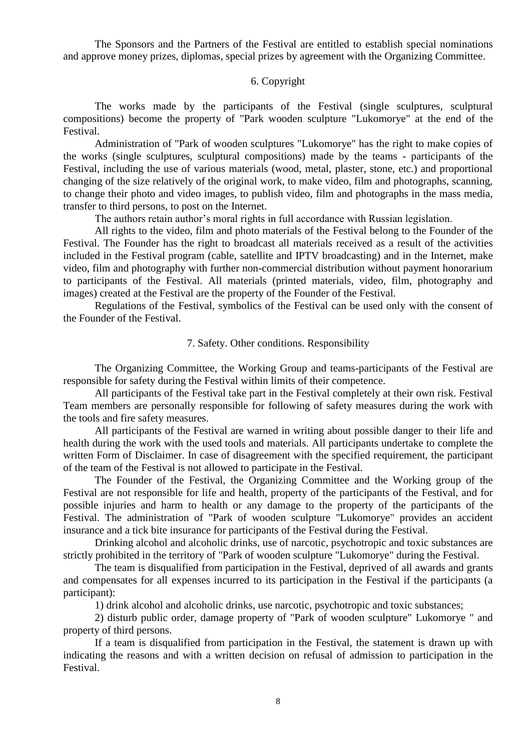The Sponsors and the Partners of the Festival are entitled to establish special nominations and approve money prizes, diplomas, special prizes by agreement with the Organizing Committee.

## 6. Copyright

The works made by the participants of the Festival (single sculptures, sculptural compositions) become the property of "Park wooden sculpture "Lukomorye" at the end of the Festival.

Administration of "Park of wooden sculptures "Lukomorye" has the right to make copies of the works (single sculptures, sculptural compositions) made by the teams - participants of the Festival, including the use of various materials (wood, metal, plaster, stone, etc.) and proportional changing of the size relatively of the original work, to make video, film and photographs, scanning, to change their photo and video images, to publish video, film and photographs in the mass media, transfer to third persons, to post on the Internet.

The authors retain author's moral rights in full accordance with Russian legislation.

All rights to the video, film and photo materials of the Festival belong to the Founder of the Festival. The Founder has the right to broadcast all materials received as a result of the activities included in the Festival program (cable, satellite and IPTV broadcasting) and in the Internet, make video, film and photography with further non-commercial distribution without payment honorarium to participants of the Festival. All materials (printed materials, video, film, photography and images) created at the Festival are the property of the Founder of the Festival.

Regulations of the Festival, symbolics of the Festival can be used only with the consent of the Founder of the Festival.

## 7. Safety. Other conditions. Responsibility

The Organizing Committee, the Working Group and teams-participants of the Festival are responsible for safety during the Festival within limits of their competence.

All participants of the Festival take part in the Festival completely at their own risk. Festival Team members are personally responsible for following of safety measures during the work with the tools and fire safety measures.

All participants of the Festival are warned in writing about possible danger to their life and health during the work with the used tools and materials. All participants undertake to complete the written Form of Disclaimer. In case of disagreement with the specified requirement, the participant of the team of the Festival is not allowed to participate in the Festival.

The Founder of the Festival, the Organizing Committee and the Working group of the Festival are not responsible for life and health, property of the participants of the Festival, and for possible injuries and harm to health or any damage to the property of the participants of the Festival. The administration of "Park of wooden sculpture "Lukomorye" provides an accident insurance and a tick bite insurance for participants of the Festival during the Festival.

Drinking alcohol and alcoholic drinks, use of narcotic, psychotropic and toxic substances are strictly prohibited in the territory of "Park of wooden sculpture "Lukomorye" during the Festival.

The team is disqualified from participation in the Festival, deprived of all awards and grants and compensates for all expenses incurred to its participation in the Festival if the participants (a participant):

1) drink alcohol and alcoholic drinks, use narcotic, psychotropic and toxic substances;

2) disturb public order, damage property of "Park of wooden sculpture" Lukomorye " and property of third persons.

If a team is disqualified from participation in the Festival, the statement is drawn up with indicating the reasons and with a written decision on refusal of admission to participation in the Festival.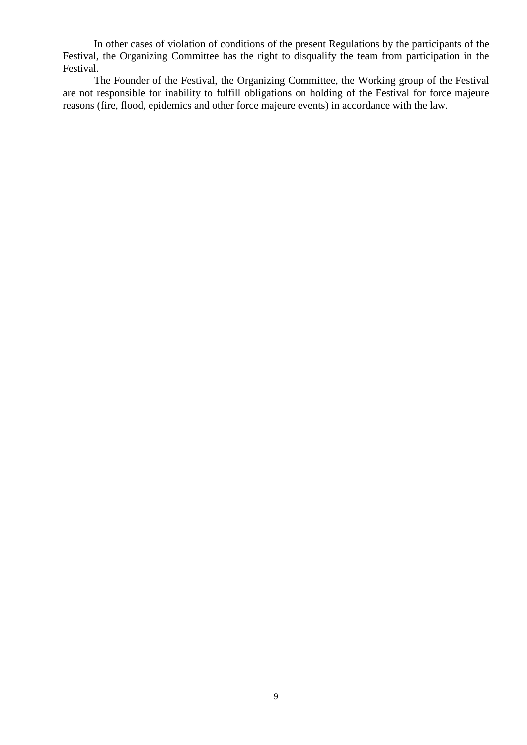In other cases of violation of conditions of the present Regulations by the participants of the Festival, the Organizing Committee has the right to disqualify the team from participation in the Festival.

The Founder of the Festival, the Organizing Committee, the Working group of the Festival are not responsible for inability to fulfill obligations on holding of the Festival for force majeure reasons (fire, flood, epidemics and other force majeure events) in accordance with the law.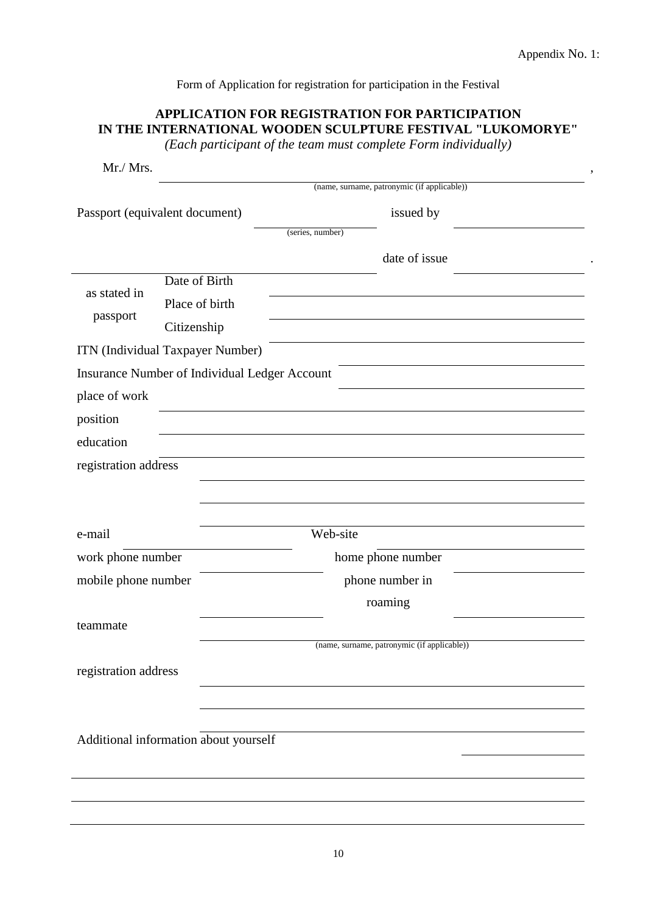Appendix No. 1:

Form of Application for registration for participation in the Festival

**APPLICATION FOR REGISTRATION FOR PARTICIPATION IN THE INTERNATIONAL WOODEN SCULPTURE FESTIVAL "LUKOMORYE"**

*(Each participant of the team must complete Form individually)*

Mr./ Mrs. ______________________________________________________________,
(name, surname, patronymic (if applicable))

Passport (equivalent document) ______________ issued by ______________
(series, number)

______________________________________ date of issue ______________.

as stated in passport:
- Date of Birth ______________________________
- Place of birth ______________________________
- Citizenship ______________________________

ITN (Individual Taxpayer Number) ______________________________

Insurance Number of Individual Ledger Account ______________________________

place of work ______________________________

position ______________________________

education ______________________________

registration address ______________________________

______________________________

______________________________

e-mail ______________ Web-site ______________

work phone number ______________ home phone number ______________

mobile phone number ______________ phone number in roaming ______________

teammate ______________________________
(name, surname, patronymic (if applicable))

registration address ______________________________

______________________________

______________________________

Additional information about yourself ______________

______________________________

______________________________

______________________________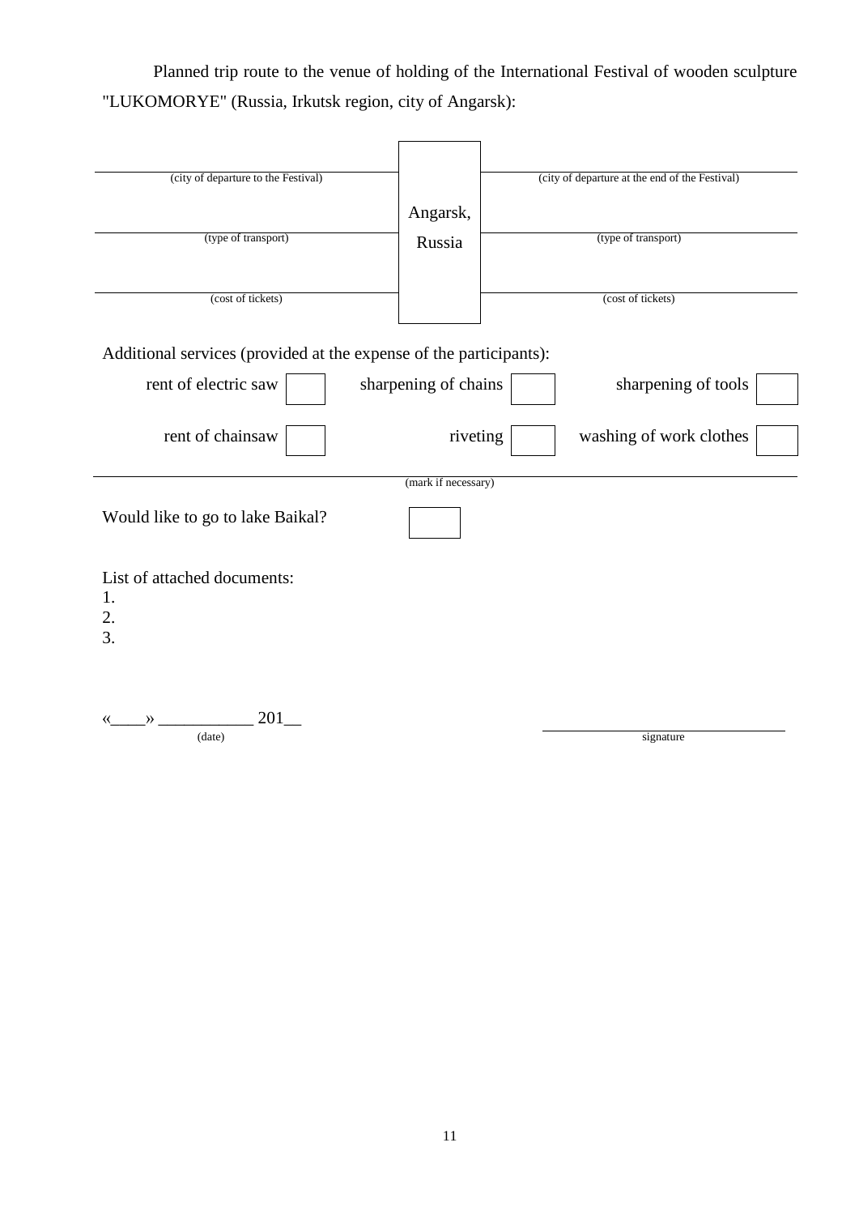Planned trip route to the venue of holding of the International Festival of wooden sculpture "LUKOMORYE" (Russia, Irkutsk region, city of Angarsk):

| | | |
|---|---|---|
| ______________________ (city of departure to the Festival) | Angarsk, Russia | ______________________ (city of departure at the end of the Festival) |
| ______________________ (type of transport) | | ______________________ (type of transport) |
| ______________________ (cost of tickets) | | ______________________ (cost of tickets) |

Additional services (provided at the expense of the participants):

| | | |
|---|---|---|
| rent of electric saw ☐ | sharpening of chains ☐ | sharpening of tools ☐ |
| rent of chainsaw ☐ | riveting ☐ | washing of work clothes ☐ |

(mark if necessary)

Would like to go to lake Baikal? ☐

List of attached documents:
1.
2.
3.

«____» ___________ 201__
(date)

______________________
signature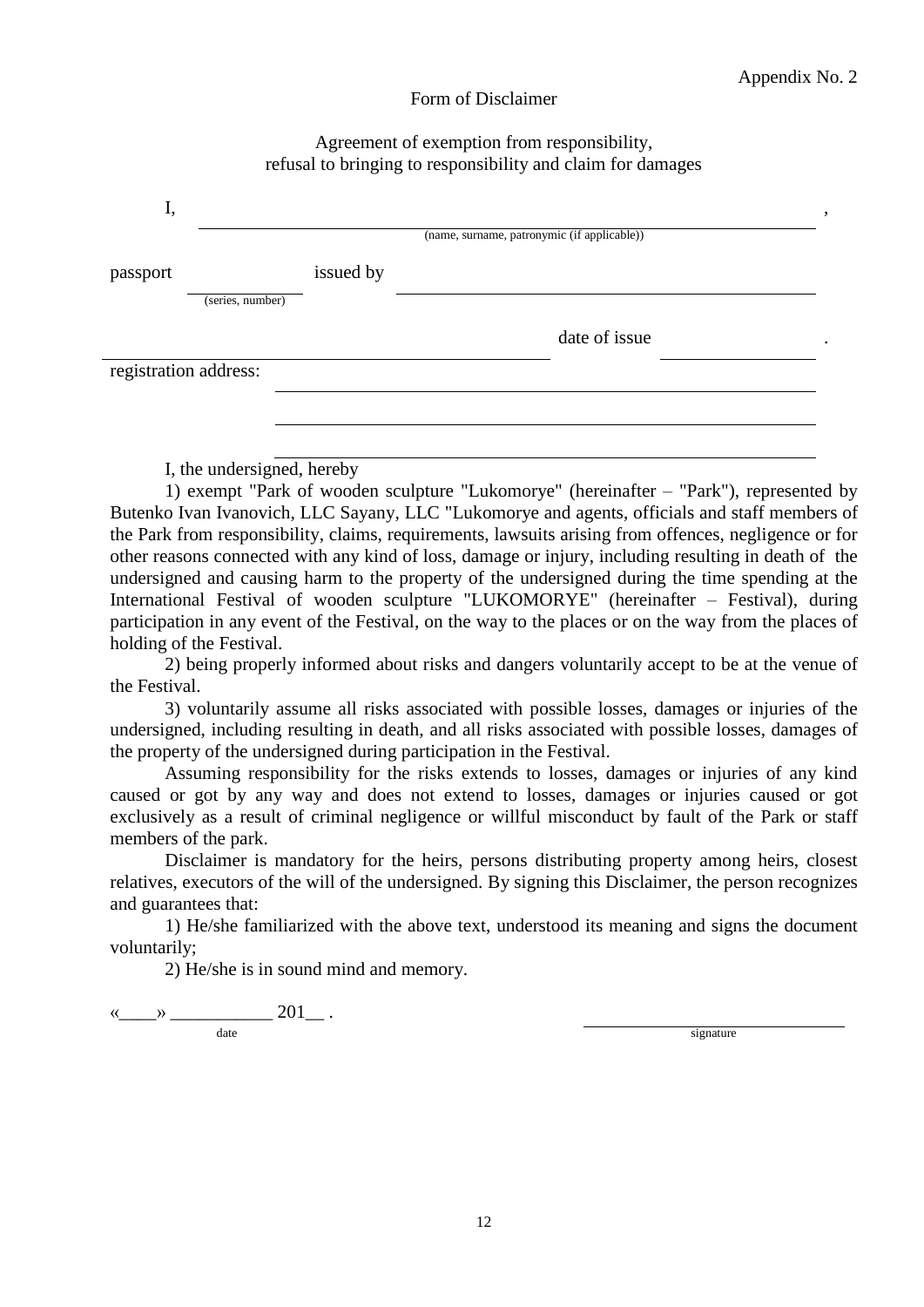Appendix No. 2

Form of Disclaimer

Agreement of exemption from responsibility,
refusal to bringing to responsibility and claim for damages

I, ______________________________________________________________________,
(name, surname, patronymic (if applicable))

passport ______________ issued by ____________________________________________
(series, number)

______________________________________ date of issue ______________.

registration address: ____________________________________________________

______________________________________________________________________

______________________________________________________________________

I, the undersigned, hereby

1) exempt "Park of wooden sculpture "Lukomorye" (hereinafter – "Park"), represented by Butenko Ivan Ivanovich, LLC Sayany, LLC "Lukomorye and agents, officials and staff members of the Park from responsibility, claims, requirements, lawsuits arising from offences, negligence or for other reasons connected with any kind of loss, damage or injury, including resulting in death of the undersigned and causing harm to the property of the undersigned during the time spending at the International Festival of wooden sculpture "LUKOMORYE" (hereinafter – Festival), during participation in any event of the Festival, on the way to the places or on the way from the places of holding of the Festival.

2) being properly informed about risks and dangers voluntarily accept to be at the venue of the Festival.

3) voluntarily assume all risks associated with possible losses, damages or injuries of the undersigned, including resulting in death, and all risks associated with possible losses, damages of the property of the undersigned during participation in the Festival.

Assuming responsibility for the risks extends to losses, damages or injuries of any kind caused or got by any way and does not extend to losses, damages or injuries caused or got exclusively as a result of criminal negligence or willful misconduct by fault of the Park or staff members of the park.

Disclaimer is mandatory for the heirs, persons distributing property among heirs, closest relatives, executors of the will of the undersigned. By signing this Disclaimer, the person recognizes and guarantees that:

1) He/she familiarized with the above text, understood its meaning and signs the document voluntarily;

2) He/she is in sound mind and memory.

«____» ___________ 201__ .
date

______________________________
signature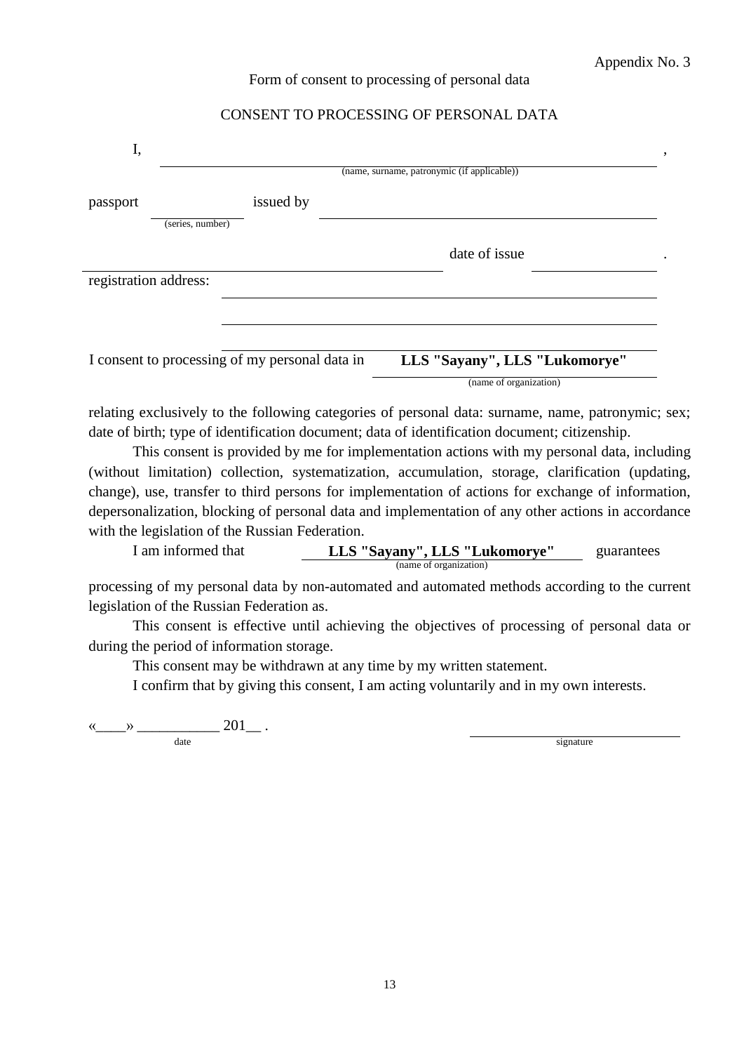Appendix No. 3

Form of consent to processing of personal data

CONSENT TO PROCESSING OF PERSONAL DATA

I, \_\_\_\_\_\_\_\_\_\_\_\_\_\_\_\_\_\_\_\_\_\_\_\_\_\_\_\_\_\_\_\_\_\_\_\_\_\_\_\_\_\_\_\_\_\_\_\_\_\_\_\_\_\_\_\_,
(name, surname, patronymic (if applicable))

passport \_\_\_\_\_\_\_\_\_\_ issued by \_\_\_\_\_\_\_\_\_\_\_\_\_\_\_\_\_\_\_\_\_\_\_\_\_\_\_\_\_\_\_\_\_\_\_\_
(series, number)

\_\_\_\_\_\_\_\_\_\_\_\_\_\_\_\_\_\_\_\_\_\_\_\_\_\_\_\_\_\_\_\_\_\_\_\_\_\_\_\_ date of issue \_\_\_\_\_\_\_\_\_\_\_\_.

registration address: \_\_\_\_\_\_\_\_\_\_\_\_\_\_\_\_\_\_\_\_\_\_\_\_\_\_\_\_\_\_\_\_\_\_\_\_\_\_\_\_\_\_\_\_\_\_\_\_

\_\_\_\_\_\_\_\_\_\_\_\_\_\_\_\_\_\_\_\_\_\_\_\_\_\_\_\_\_\_\_\_\_\_\_\_\_\_\_\_\_\_\_\_\_\_\_\_\_\_\_\_\_\_\_\_\_\_\_\_\_\_\_\_\_\_\_\_

\_\_\_\_\_\_\_\_\_\_\_\_\_\_\_\_\_\_\_\_\_\_\_\_\_\_\_\_\_\_\_\_\_\_\_\_\_\_\_\_\_\_\_\_\_\_\_\_\_\_\_\_\_\_\_\_\_\_\_\_\_\_\_\_\_\_\_\_

I consent to processing of my personal data in **LLS "Sayany", LLS "Lukomorye"**
(name of organization)

relating exclusively to the following categories of personal data: surname, name, patronymic; sex; date of birth; type of identification document; data of identification document; citizenship.

This consent is provided by me for implementation actions with my personal data, including (without limitation) collection, systematization, accumulation, storage, clarification (updating, change), use, transfer to third persons for implementation of actions for exchange of information, depersonalization, blocking of personal data and implementation of any other actions in accordance with the legislation of the Russian Federation.

I am informed that **LLS "Sayany", LLS "Lukomorye"** guarantees
(name of organization)

processing of my personal data by non-automated and automated methods according to the current legislation of the Russian Federation as.

This consent is effective until achieving the objectives of processing of personal data or during the period of information storage.

This consent may be withdrawn at any time by my written statement.

I confirm that by giving this consent, I am acting voluntarily and in my own interests.

«\_\_\_\_» \_\_\_\_\_\_\_\_\_\_\_ 201\_\_ .
date

\_\_\_\_\_\_\_\_\_\_\_\_\_\_\_\_\_\_\_\_\_\_\_\_\_\_
signature